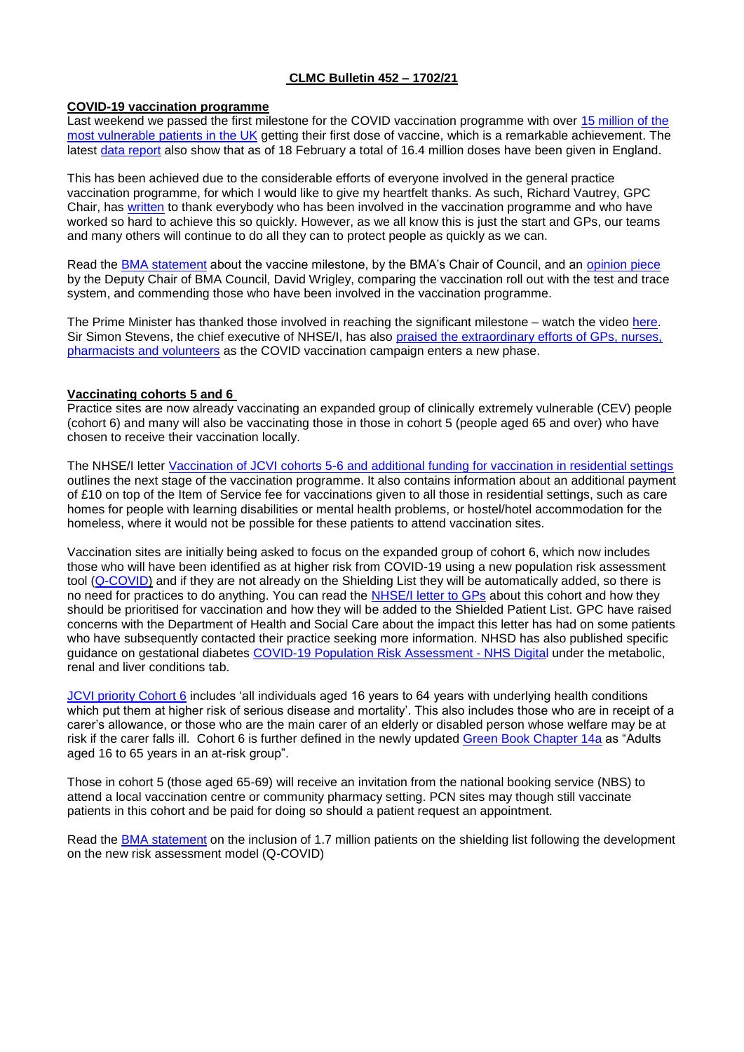# CLMC Bulletin 452 – 1702/21

## COVID-19 vaccination programme

Last weekend we passed the first milestone for the COVID vaccination programme with over 15 million of the most vulnerable patients in the UK getting their first dose of vaccine, which is a remarkable achievement. The latest data report also show that as of 18 February a total of 16.4 million doses have been given in England.

This has been achieved due to the considerable efforts of everyone involved in the general practice vaccination programme, for which I would like to give my heartfelt thanks. As such, Richard Vautrey, GPC Chair, has written to thank everybody who has been involved in the vaccination programme and who have worked so hard to achieve this so quickly. However, as we all know this is just the start and GPs, our teams and many others will continue to do all they can to protect people as quickly as we can.

Read the BMA statement about the vaccine milestone, by the BMA's Chair of Council, and an opinion piece by the Deputy Chair of BMA Council, David Wrigley, comparing the vaccination roll out with the test and trace system, and commending those who have been involved in the vaccination programme.

The Prime Minister has thanked those involved in reaching the significant milestone – watch the video here. Sir Simon Stevens, the chief executive of NHSE/I, has also praised the extraordinary efforts of GPs, nurses, pharmacists and volunteers as the COVID vaccination campaign enters a new phase.

## Vaccinating cohorts 5 and 6

Practice sites are now already vaccinating an expanded group of clinically extremely vulnerable (CEV) people (cohort 6) and many will also be vaccinating those in those in cohort 5 (people aged 65 and over) who have chosen to receive their vaccination locally.

The NHSE/I letter Vaccination of JCVI cohorts 5-6 and additional funding for vaccination in residential settings outlines the next stage of the vaccination programme. It also contains information about an additional payment of £10 on top of the Item of Service fee for vaccinations given to all those in residential settings, such as care homes for people with learning disabilities or mental health problems, or hostel/hotel accommodation for the homeless, where it would not be possible for these patients to attend vaccination sites.

Vaccination sites are initially being asked to focus on the expanded group of cohort 6, which now includes those who will have been identified as at higher risk from COVID-19 using a new population risk assessment tool (Q-COVID) and if they are not already on the Shielding List they will be automatically added, so there is no need for practices to do anything. You can read the NHSE/I letter to GPs about this cohort and how they should be prioritised for vaccination and how they will be added to the Shielded Patient List. GPC have raised concerns with the Department of Health and Social Care about the impact this letter has had on some patients who have subsequently contacted their practice seeking more information. NHSD has also published specific guidance on gestational diabetes COVID-19 Population Risk Assessment - NHS Digital under the metabolic, renal and liver conditions tab.

JCVI priority Cohort 6 includes 'all individuals aged 16 years to 64 years with underlying health conditions which put them at higher risk of serious disease and mortality'. This also includes those who are in receipt of a carer's allowance, or those who are the main carer of an elderly or disabled person whose welfare may be at risk if the carer falls ill. Cohort 6 is further defined in the newly updated Green Book Chapter 14a as "Adults aged 16 to 65 years in an at-risk group".

Those in cohort 5 (those aged 65-69) will receive an invitation from the national booking service (NBS) to attend a local vaccination centre or community pharmacy setting. PCN sites may though still vaccinate patients in this cohort and be paid for doing so should a patient request an appointment.

Read the BMA statement on the inclusion of 1.7 million patients on the shielding list following the development on the new risk assessment model (Q-COVID)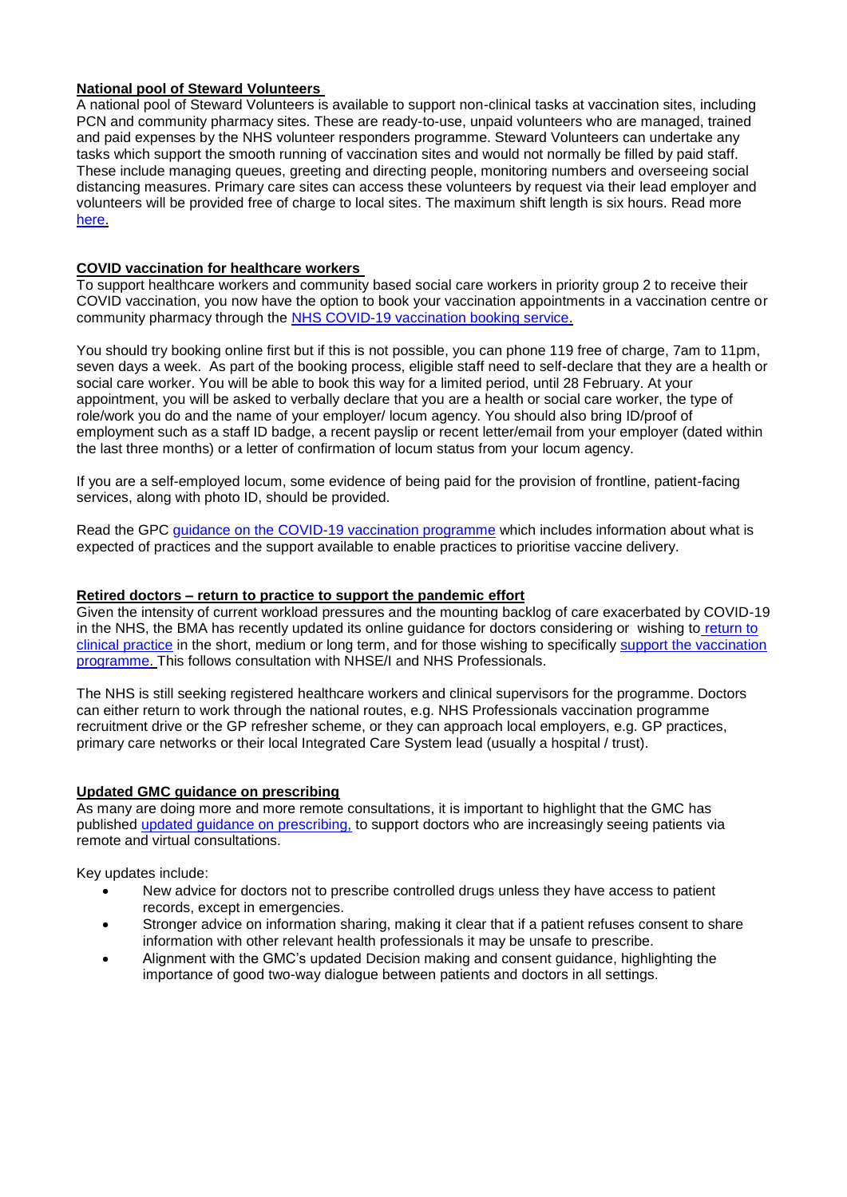**National pool of Steward Volunteers**

A national pool of Steward Volunteers is available to support non-clinical tasks at vaccination sites, including PCN and community pharmacy sites. These are ready-to-use, unpaid volunteers who are managed, trained and paid expenses by the NHS volunteer responders programme. Steward Volunteers can undertake any tasks which support the smooth running of vaccination sites and would not normally be filled by paid staff. These include managing queues, greeting and directing people, monitoring numbers and overseeing social distancing measures. Primary care sites can access these volunteers by request via their lead employer and volunteers will be provided free of charge to local sites. The maximum shift length is six hours. Read more here.

**COVID vaccination for healthcare workers**

To support healthcare workers and community based social care workers in priority group 2 to receive their COVID vaccination, you now have the option to book your vaccination appointments in a vaccination centre or community pharmacy through the NHS COVID-19 vaccination booking service.

You should try booking online first but if this is not possible, you can phone 119 free of charge, 7am to 11pm, seven days a week. As part of the booking process, eligible staff need to self-declare that they are a health or social care worker. You will be able to book this way for a limited period, until 28 February. At your appointment, you will be asked to verbally declare that you are a health or social care worker, the type of role/work you do and the name of your employer/ locum agency. You should also bring ID/proof of employment such as a staff ID badge, a recent payslip or recent letter/email from your employer (dated within the last three months) or a letter of confirmation of locum status from your locum agency.

If you are a self-employed locum, some evidence of being paid for the provision of frontline, patient-facing services, along with photo ID, should be provided.

Read the GPC guidance on the COVID-19 vaccination programme which includes information about what is expected of practices and the support available to enable practices to prioritise vaccine delivery.

**Retired doctors – return to practice to support the pandemic effort**

Given the intensity of current workload pressures and the mounting backlog of care exacerbated by COVID-19 in the NHS, the BMA has recently updated its online guidance for doctors considering or wishing to return to clinical practice in the short, medium or long term, and for those wishing to specifically support the vaccination programme. This follows consultation with NHSE/I and NHS Professionals.

The NHS is still seeking registered healthcare workers and clinical supervisors for the programme. Doctors can either return to work through the national routes, e.g. NHS Professionals vaccination programme recruitment drive or the GP refresher scheme, or they can approach local employers, e.g. GP practices, primary care networks or their local Integrated Care System lead (usually a hospital / trust).

**Updated GMC guidance on prescribing**

As many are doing more and more remote consultations, it is important to highlight that the GMC has published updated guidance on prescribing, to support doctors who are increasingly seeing patients via remote and virtual consultations.

Key updates include:

- New advice for doctors not to prescribe controlled drugs unless they have access to patient records, except in emergencies.
- Stronger advice on information sharing, making it clear that if a patient refuses consent to share information with other relevant health professionals it may be unsafe to prescribe.
- Alignment with the GMC's updated Decision making and consent guidance, highlighting the importance of good two-way dialogue between patients and doctors in all settings.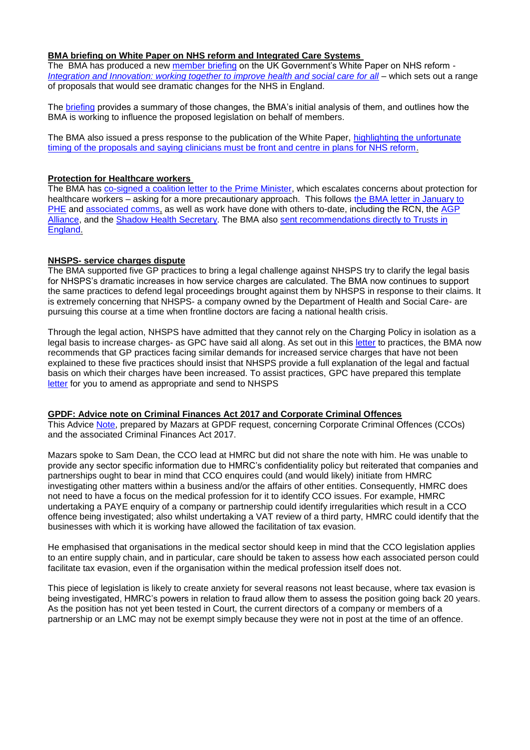## BMA briefing on White Paper on NHS reform and Integrated Care Systems

The BMA has produced a new member briefing on the UK Government's White Paper on NHS reform - *Integration and Innovation: working together to improve health and social care for all* – which sets out a range of proposals that would see dramatic changes for the NHS in England.

The briefing provides a summary of those changes, the BMA's initial analysis of them, and outlines how the BMA is working to influence the proposed legislation on behalf of members.

The BMA also issued a press response to the publication of the White Paper, highlighting the unfortunate timing of the proposals and saying clinicians must be front and centre in plans for NHS reform.

## Protection for Healthcare workers

The BMA has co-signed a coalition letter to the Prime Minister, which escalates concerns about protection for healthcare workers – asking for a more precautionary approach. This follows the BMA letter in January to PHE and associated comms, as well as work have done with others to-date, including the RCN, the AGP Alliance, and the Shadow Health Secretary. The BMA also sent recommendations directly to Trusts in England.

## NHSPS- service charges dispute

The BMA supported five GP practices to bring a legal challenge against NHSPS try to clarify the legal basis for NHSPS's dramatic increases in how service charges are calculated. The BMA now continues to support the same practices to defend legal proceedings brought against them by NHSPS in response to their claims. It is extremely concerning that NHSPS- a company owned by the Department of Health and Social Care- are pursuing this course at a time when frontline doctors are facing a national health crisis.

Through the legal action, NHSPS have admitted that they cannot rely on the Charging Policy in isolation as a legal basis to increase charges- as GPC have said all along. As set out in this letter to practices, the BMA now recommends that GP practices facing similar demands for increased service charges that have not been explained to these five practices should insist that NHSPS provide a full explanation of the legal and factual basis on which their charges have been increased. To assist practices, GPC have prepared this template letter for you to amend as appropriate and send to NHSPS

## GPDF: Advice note on Criminal Finances Act 2017 and Corporate Criminal Offences

This Advice Note, prepared by Mazars at GPDF request, concerning Corporate Criminal Offences (CCOs) and the associated Criminal Finances Act 2017.

Mazars spoke to Sam Dean, the CCO lead at HMRC but did not share the note with him. He was unable to provide any sector specific information due to HMRC's confidentiality policy but reiterated that companies and partnerships ought to bear in mind that CCO enquires could (and would likely) initiate from HMRC investigating other matters within a business and/or the affairs of other entities. Consequently, HMRC does not need to have a focus on the medical profession for it to identify CCO issues. For example, HMRC undertaking a PAYE enquiry of a company or partnership could identify irregularities which result in a CCO offence being investigated; also whilst undertaking a VAT review of a third party, HMRC could identify that the businesses with which it is working have allowed the facilitation of tax evasion.

He emphasised that organisations in the medical sector should keep in mind that the CCO legislation applies to an entire supply chain, and in particular, care should be taken to assess how each associated person could facilitate tax evasion, even if the organisation within the medical profession itself does not.

This piece of legislation is likely to create anxiety for several reasons not least because, where tax evasion is being investigated, HMRC's powers in relation to fraud allow them to assess the position going back 20 years. As the position has not yet been tested in Court, the current directors of a company or members of a partnership or an LMC may not be exempt simply because they were not in post at the time of an offence.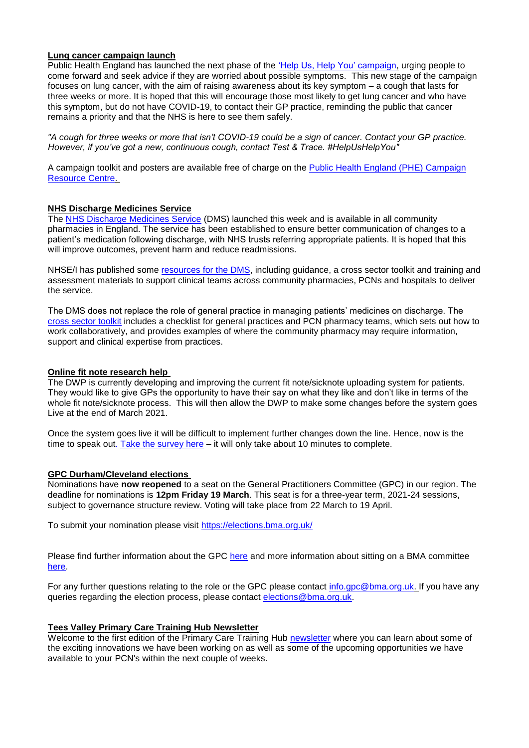## **Lung cancer campaign launch**

Public Health England has launched the next phase of the 'Help Us, Help You' campaign, urging people to come forward and seek advice if they are worried about possible symptoms. This new stage of the campaign focuses on lung cancer, with the aim of raising awareness about its key symptom – a cough that lasts for three weeks or more. It is hoped that this will encourage those most likely to get lung cancer and who have this symptom, but do not have COVID-19, to contact their GP practice, reminding the public that cancer remains a priority and that the NHS is here to see them safely.

*"A cough for three weeks or more that isn't COVID-19 could be a sign of cancer. Contact your GP practice. However, if you've got a new, continuous cough, contact Test & Trace. #HelpUsHelpYou"*

A campaign toolkit and posters are available free of charge on the Public Health England (PHE) Campaign Resource Centre.

## **NHS Discharge Medicines Service**

The NHS Discharge Medicines Service (DMS) launched this week and is available in all community pharmacies in England. The service has been established to ensure better communication of changes to a patient's medication following discharge, with NHS trusts referring appropriate patients. It is hoped that this will improve outcomes, prevent harm and reduce readmissions.

NHSE/I has published some resources for the DMS, including guidance, a cross sector toolkit and training and assessment materials to support clinical teams across community pharmacies, PCNs and hospitals to deliver the service.

The DMS does not replace the role of general practice in managing patients' medicines on discharge. The cross sector toolkit includes a checklist for general practices and PCN pharmacy teams, which sets out how to work collaboratively, and provides examples of where the community pharmacy may require information, support and clinical expertise from practices.

## **Online fit note research help**

The DWP is currently developing and improving the current fit note/sicknote uploading system for patients. They would like to give GPs the opportunity to have their say on what they like and don't like in terms of the whole fit note/sicknote process. This will then allow the DWP to make some changes before the system goes Live at the end of March 2021.

Once the system goes live it will be difficult to implement further changes down the line. Hence, now is the time to speak out. Take the survey here – it will only take about 10 minutes to complete.

## **GPC Durham/Cleveland elections**

Nominations have **now reopened** to a seat on the General Practitioners Committee (GPC) in our region. The deadline for nominations is **12pm Friday 19 March**. This seat is for a three-year term, 2021-24 sessions, subject to governance structure review. Voting will take place from 22 March to 19 April.

To submit your nomination please visit https://elections.bma.org.uk/

Please find further information about the GPC here and more information about sitting on a BMA committee here.

For any further questions relating to the role or the GPC please contact info.gpc@bma.org.uk. If you have any queries regarding the election process, please contact elections@bma.org.uk.

## **Tees Valley Primary Care Training Hub Newsletter**

Welcome to the first edition of the Primary Care Training Hub newsletter where you can learn about some of the exciting innovations we have been working on as well as some of the upcoming opportunities we have available to your PCN's within the next couple of weeks.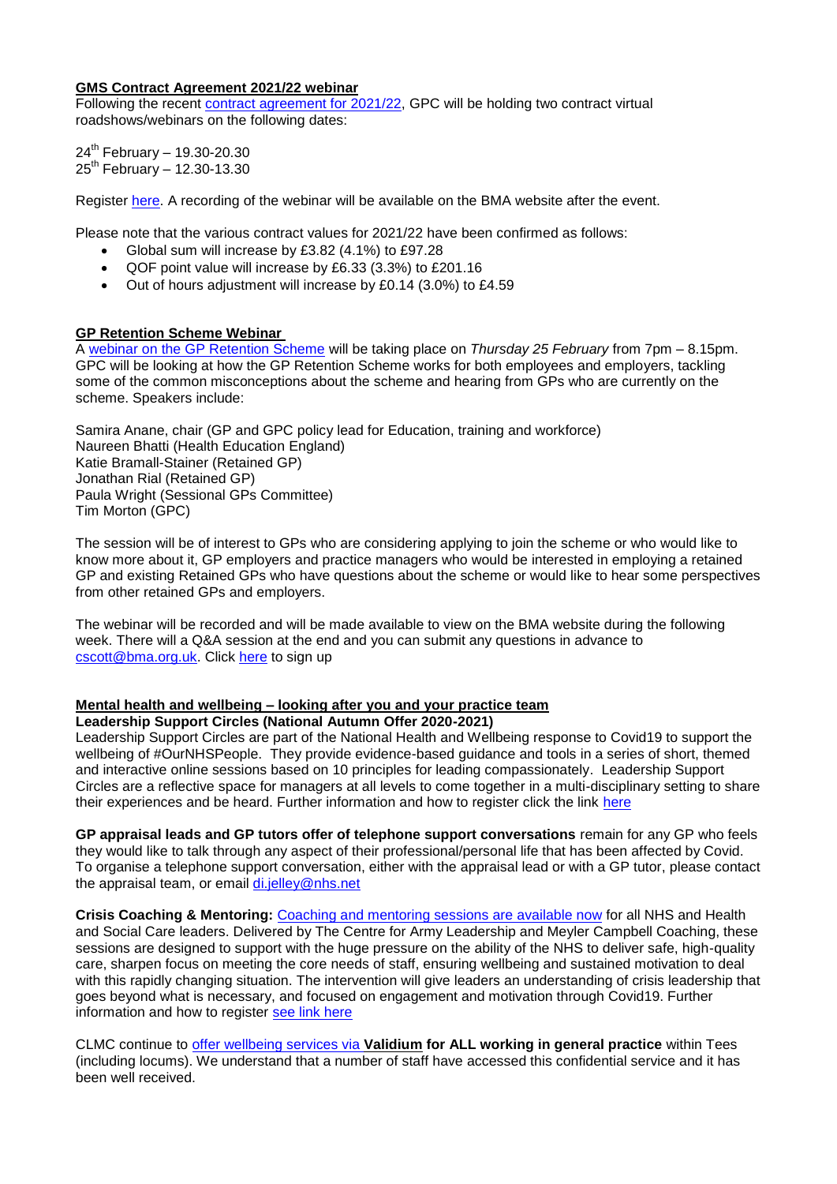## GMS Contract Agreement 2021/22 webinar

Following the recent contract agreement for 2021/22, GPC will be holding two contract virtual roadshows/webinars on the following dates:

24th February – 19.30-20.30
25th February – 12.30-13.30

Register here. A recording of the webinar will be available on the BMA website after the event.

Please note that the various contract values for 2021/22 have been confirmed as follows:

- Global sum will increase by £3.82 (4.1%) to £97.28
- QOF point value will increase by £6.33 (3.3%) to £201.16
- Out of hours adjustment will increase by £0.14 (3.0%) to £4.59

## GP Retention Scheme Webinar

A webinar on the GP Retention Scheme will be taking place on *Thursday 25 February* from 7pm – 8.15pm. GPC will be looking at how the GP Retention Scheme works for both employees and employers, tackling some of the common misconceptions about the scheme and hearing from GPs who are currently on the scheme. Speakers include:

Samira Anane, chair (GP and GPC policy lead for Education, training and workforce)
Naureen Bhatti (Health Education England)
Katie Bramall-Stainer (Retained GP)
Jonathan Rial (Retained GP)
Paula Wright (Sessional GPs Committee)
Tim Morton (GPC)

The session will be of interest to GPs who are considering applying to join the scheme or who would like to know more about it, GP employers and practice managers who would be interested in employing a retained GP and existing Retained GPs who have questions about the scheme or would like to hear some perspectives from other retained GPs and employers.

The webinar will be recorded and will be made available to view on the BMA website during the following week. There will a Q&A session at the end and you can submit any questions in advance to cscott@bma.org.uk. Click here to sign up

## Mental health and wellbeing – looking after you and your practice team

**Leadership Support Circles (National Autumn Offer 2020-2021)**

Leadership Support Circles are part of the National Health and Wellbeing response to Covid19 to support the wellbeing of #OurNHSPeople. They provide evidence-based guidance and tools in a series of short, themed and interactive online sessions based on 10 principles for leading compassionately. Leadership Support Circles are a reflective space for managers at all levels to come together in a multi-disciplinary setting to share their experiences and be heard. Further information and how to register click the link here

**GP appraisal leads and GP tutors offer of telephone support conversations** remain for any GP who feels they would like to talk through any aspect of their professional/personal life that has been affected by Covid. To organise a telephone support conversation, either with the appraisal lead or with a GP tutor, please contact the appraisal team, or email di.jelley@nhs.net

**Crisis Coaching & Mentoring:** Coaching and mentoring sessions are available now for all NHS and Health and Social Care leaders. Delivered by The Centre for Army Leadership and Meyler Campbell Coaching, these sessions are designed to support with the huge pressure on the ability of the NHS to deliver safe, high-quality care, sharpen focus on meeting the core needs of staff, ensuring wellbeing and sustained motivation to deal with this rapidly changing situation. The intervention will give leaders an understanding of crisis leadership that goes beyond what is necessary, and focused on engagement and motivation through Covid19. Further information and how to register see link here

CLMC continue to offer wellbeing services via **Validium for ALL working in general practice** within Tees (including locums). We understand that a number of staff have accessed this confidential service and it has been well received.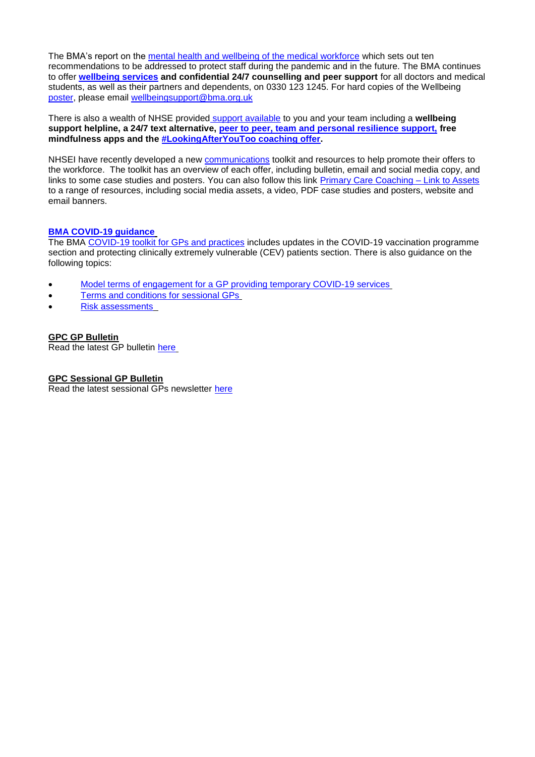The BMA's report on the mental health and wellbeing of the medical workforce which sets out ten recommendations to be addressed to protect staff during the pandemic and in the future. The BMA continues to offer **wellbeing services and confidential 24/7 counselling and peer support** for all doctors and medical students, as well as their partners and dependents, on 0330 123 1245. For hard copies of the Wellbeing poster, please email wellbeingsupport@bma.org.uk

There is also a wealth of NHSE provided support available to you and your team including a **wellbeing support helpline, a 24/7 text alternative, peer to peer, team and personal resilience support, free mindfulness apps and the #LookingAfterYouToo coaching offer.**

NHSEI have recently developed a new communications toolkit and resources to help promote their offers to the workforce. The toolkit has an overview of each offer, including bulletin, email and social media copy, and links to some case studies and posters. You can also follow this link Primary Care Coaching – Link to Assets to a range of resources, including social media assets, a video, PDF case studies and posters, website and email banners.

**BMA COVID-19 guidance**

The BMA COVID-19 toolkit for GPs and practices includes updates in the COVID-19 vaccination programme section and protecting clinically extremely vulnerable (CEV) patients section. There is also guidance on the following topics:

- Model terms of engagement for a GP providing temporary COVID-19 services
- Terms and conditions for sessional GPs
- Risk assessments

**GPC GP Bulletin**

Read the latest GP bulletin here

**GPC Sessional GP Bulletin**

Read the latest sessional GPs newsletter here